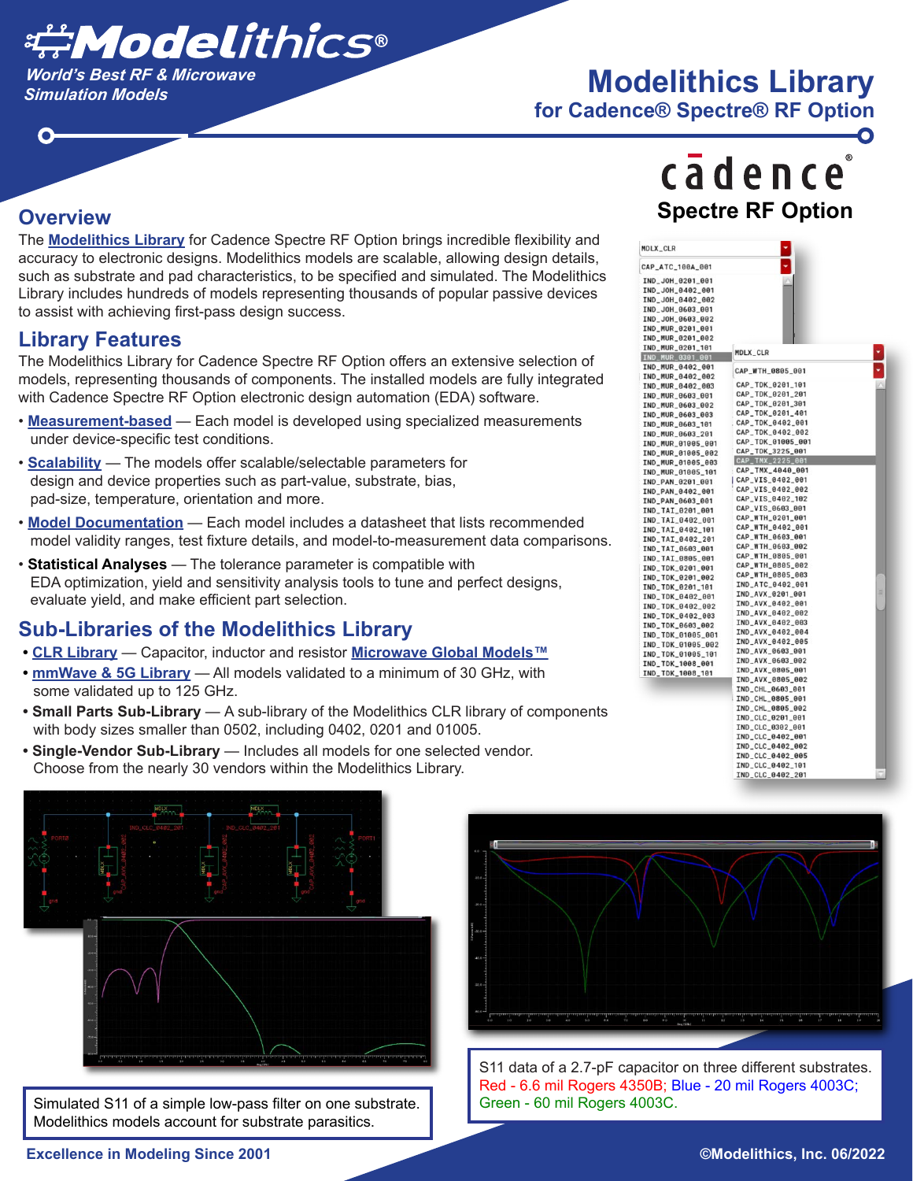# Modelithics®

*World's Best RF & Microwave Simulation Models*

# Modelithics Library

## for Cadence® Spectre® RF Option

cadence®

**Spectre RF Option**

## Overview

The **Modelithics Library** for Cadence Spectre RF Option brings incredible flexibility and accuracy to electronic designs. Modelithics models are scalable, allowing design details, such as substrate and pad characteristics, to be specified and simulated. The Modelithics Library includes hundreds of models representing thousands of popular passive devices to assist with achieving first-pass design success.

## Library Features

The Modelithics Library for Cadence Spectre RF Option offers an extensive selection of models, representing thousands of components. The installed models are fully integrated with Cadence Spectre RF Option electronic design automation (EDA) software.

- **Measurement-based** — Each model is developed using specialized measurements under device-specific test conditions.
- **Scalability** — The models offer scalable/selectable parameters for design and device properties such as part-value, substrate, bias, pad-size, temperature, orientation and more.
- **Model Documentation** — Each model includes a datasheet that lists recommended model validity ranges, test fixture details, and model-to-measurement data comparisons.
- **Statistical Analyses** — The tolerance parameter is compatible with EDA optimization, yield and sensitivity analysis tools to tune and perfect designs, evaluate yield, and make efficient part selection.

## Sub-Libraries of the Modelithics Library

- **CLR Library** — Capacitor, inductor and resistor **Microwave Global Models™**
- **mmWave & 5G Library** — All models validated to a minimum of 30 GHz, with some validated up to 125 GHz.
- **Small Parts Sub-Library** — A sub-library of the Modelithics CLR library of components with body sizes smaller than 0502, including 0402, 0201 and 01005.
- **Single-Vendor Sub-Library** — Includes all models for one selected vendor. Choose from the nearly 30 vendors within the Modelithics Library.

Simulated S11 of a simple low-pass filter on one substrate. Modelithics models account for substrate parasitics.

S11 data of a 2.7-pF capacitor on three different substrates. Red - 6.6 mil Rogers 4350B; Blue - 20 mil Rogers 4003C; Green - 60 mil Rogers 4003C.

**Excellence in Modeling Since 2001**

©Modelithics, Inc. 06/2022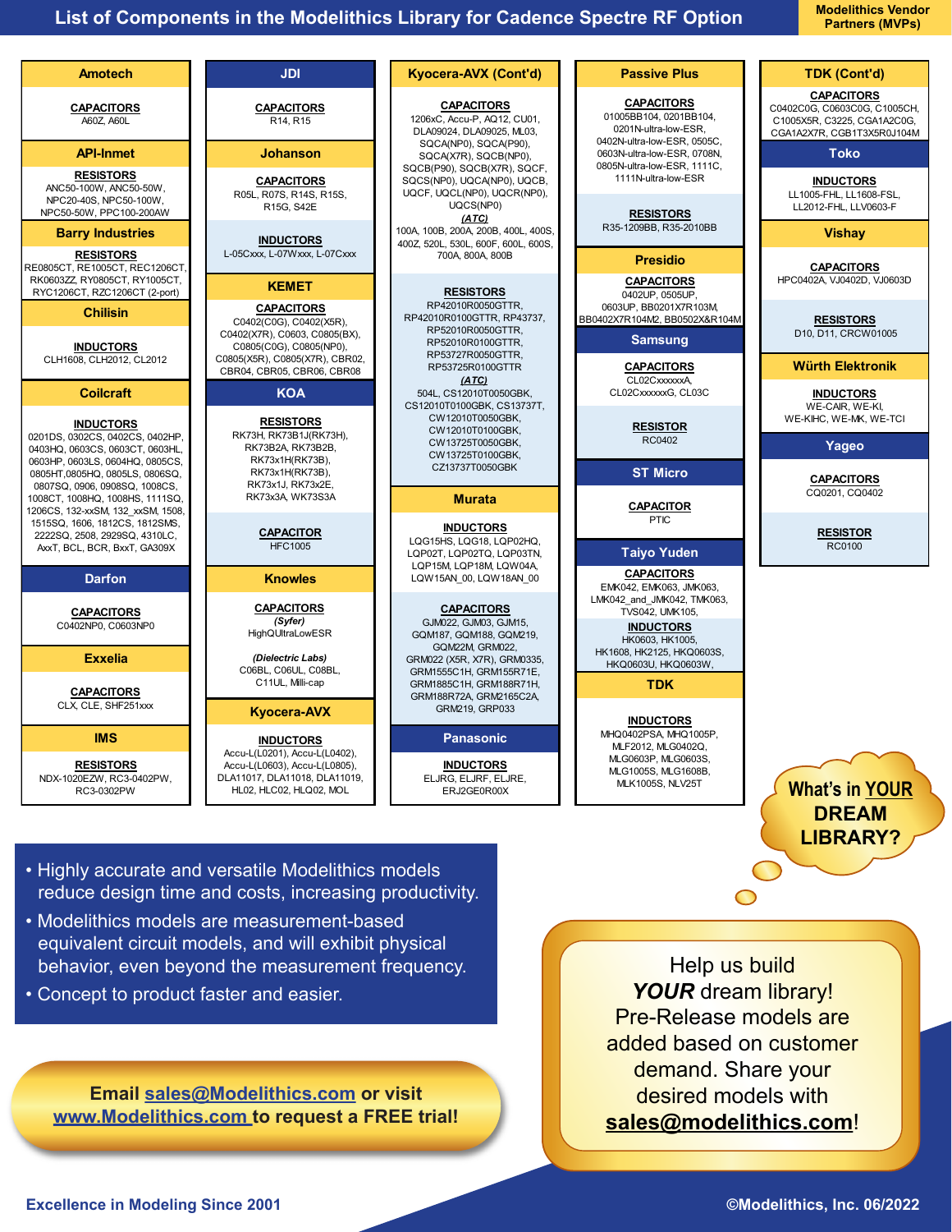# List of Components in the Modelithics Library for Cadence Spectre RF Option

**Modelithics Vendor Partners (MVPs)**

## Amotech

**CAPACITORS**
A60Z, A60L

## API-Inmet

**RESISTORS**
ANC50-100W, ANC50-50W, NPC20-40S, NPC50-100W, NPC50-50W, PPC100-200AW

## Barry Industries

**RESISTORS**
RE0805CT, RE1005CT, REC1206CT, RK0603ZZ, RY0805CT, RY1005CT, RYC1206CT, RZC1206CT (2-port)

## Chilisin

**INDUCTORS**
CLH1608, CLH2012, CL2012

## Coilcraft

**INDUCTORS**
0201DS, 0302CS, 0402CS, 0402HP, 0403HQ, 0603CS, 0603CT, 0603HL, 0603HP, 0603LS, 0604HQ, 0805CS, 0805HT,0805HQ, 0805LS, 0806SQ, 0807SQ, 0906, 0908SQ, 1008CS, 1008CT, 1008HQ, 1008HS, 1111SQ, 1206CS, 132-xxSM, 132_xxSM, 1508, 1515SQ, 1606, 1812CS, 1812SMS, 2222SQ, 2508, 2929SQ, 4310LC, AxxT, BCL, BCR, BxxT, GA309X

## Darfon

**CAPACITORS**
C0402NP0, C0603NP0

## Exxelia

**CAPACITORS**
CLX, CLE, SHF251xxx

## IMS

**RESISTORS**
NDX-1020EZW, RC3-0402PW, RC3-0302PW

## JDI

**CAPACITORS**
R14, R15

## Johanson

**CAPACITORS**
R05L, R07S, R14S, R15S, R15G, S42E

**INDUCTORS**
L-05Cxxx, L-07Wxxx, L-07Cxxx

## KEMET

**CAPACITORS**
C0402(C0G), C0402(X5R), C0402(X7R), C0603, C0805(BX), C0805(C0G), C0805(NP0), C0805(X5R), C0805(X7R), CBR02, CBR04, CBR05, CBR06, CBR08

## KOA

**RESISTORS**
RK73H, RK73B1J(RK73H), RK73B2A, RK73B2B, RK73x1H(RK73B), RK73x1H(RK73B), RK73x1J, RK73x2E, RK73x3A, WK73S3A

**CAPACITOR**
HFC1005

## Knowles

**CAPACITORS**
*(Syfer)*
HighQUltraLowESR

*(Dielectric Labs)*
C06BL, C06UL, C08BL, C11UL, Milli-cap

## Kyocera-AVX

**INDUCTORS**
Accu-L(L0201), Accu-L(L0402), Accu-L(L0603), Accu-L(L0805), DLA11017, DLA11018, DLA11019, HL02, HLC02, HLQ02, MOL

## Kyocera-AVX (Cont'd)

**CAPACITORS**
1206xC, Accu-P, AQ12, CU01, DLA09024, DLA09025, ML03, SQCA(NP0), SQCA(P90), SQCA(X7R), SQCB(NP0), SQCB(P90), SQCB(X7R), SQCF, SQCS(NP0), UQCA(NP0), UQCB, UQCF, UQCL(NP0), UQCR(NP0), UQCS(NP0)

***(ATC)***
100A, 100B, 200A, 200B, 400L, 400S, 400Z, 520L, 530L, 600F, 600L, 600S, 700A, 800A, 800B

**RESISTORS**
RP42010R0050GTTR, RP42010R0100GTTR, RP43737, RP52010R0050GTTR, RP52010R0100GTTR, RP53727R0050GTTR, RP53725R0100GTTR

***(ATC)***
504L, CS12010T0050GBK, CS12010T0100GBK, CS13737T, CW12010T0050GBK, CW12010T0100GBK, CW13725T0050GBK, CW13725T0100GBK, CZ13737T0050GBK

## Murata

**INDUCTORS**
LQG15HS, LQG18, LQP02HQ, LQP02T, LQP02TQ, LQP03TN, LQP15M, LQP18M, LQW04A, LQW15AN_00, LQW18AN_00

**CAPACITORS**
GJM022, GJM03, GJM15, GQM187, GQM188, GQM219, GQM22M, GRM022, GRM022 (X5R, X7R), GRM0335, GRM1555C1H, GRM155R71E, GRM1885C1H, GRM188R71H, GRM188R72A, GRM2165C2A, GRM219, GRP033

## Panasonic

**INDUCTORS**
ELJRG, ELJRF, ELJRE, ERJ2GE0R00X

## Passive Plus

**CAPACITORS**
01005BB104, 0201BB104, 0201N-ultra-low-ESR, 0402N-ultra-low-ESR, 0505C, 0603N-ultra-low-ESR, 0708N, 0805N-ultra-low-ESR, 1111C, 1111N-ultra-low-ESR

**RESISTORS**
R35-1209BB, R35-2010BB

## Presidio

**CAPACITORS**
0402UP, 0505UP, 0603UP, BB0201X7R103M, BB0402X7R104M2, BB0502X&R104M

## Samsung

**CAPACITORS**
CL02CxxxxxxA, CL02CxxxxxxG, CL03C

**RESISTOR**
RC0402

## ST Micro

**CAPACITOR**
PTIC

## Taiyo Yuden

**CAPACITORS**
EMK042, EMK063, JMK063, LMK042_and_JMK042, TMK063, TVS042, UMK105,

**INDUCTORS**
HK0603, HK1005, HK1608, HK2125, HKQ0603S, HKQ0603U, HKQ0603W,

## TDK

**INDUCTORS**
MHQ0402PSA, MHQ1005P, MLF2012, MLG0402Q, MLG0603P, MLG0603S, MLG1005S, MLG1608B, MLK1005S, NLV25T

## TDK (Cont'd)

**CAPACITORS**
C0402C0G, C0603C0G, C1005CH, C1005X5R, C3225, CGA1A2C0G, CGA1A2X7R, CGB1T3X5R0J104M

## Toko

**INDUCTORS**
LL1005-FHL, LL1608-FSL, LL2012-FHL, LLV0603-F

## Vishay

**CAPACITORS**
HPC0402A, VJ0402D, VJ0603D

**RESISTORS**
D10, D11, CRCW01005

## Würth Elektronik

**INDUCTORS**
WE-CAIR, WE-KI, WE-KIHC, WE-MK, WE-TCI

## Yageo

**CAPACITORS**
CQ0201, CQ0402

**RESISTOR**
RC0100

---

What's in ***YOUR*** **DREAM LIBRARY?**

- Highly accurate and versatile Modelithics models reduce design time and costs, increasing productivity.
- Modelithics models are measurement-based equivalent circuit models, and will exhibit physical behavior, even beyond the measurement frequency.
- Concept to product faster and easier.

**Email sales@Modelithics.com or visit www.Modelithics.com to request a FREE trial!**

Help us build ***YOUR*** dream library! Pre-Release models are added based on customer demand. Share your desired models with **sales@modelithics.com**!

**Excellence in Modeling Since 2001**

**©Modelithics, Inc. 06/2022**